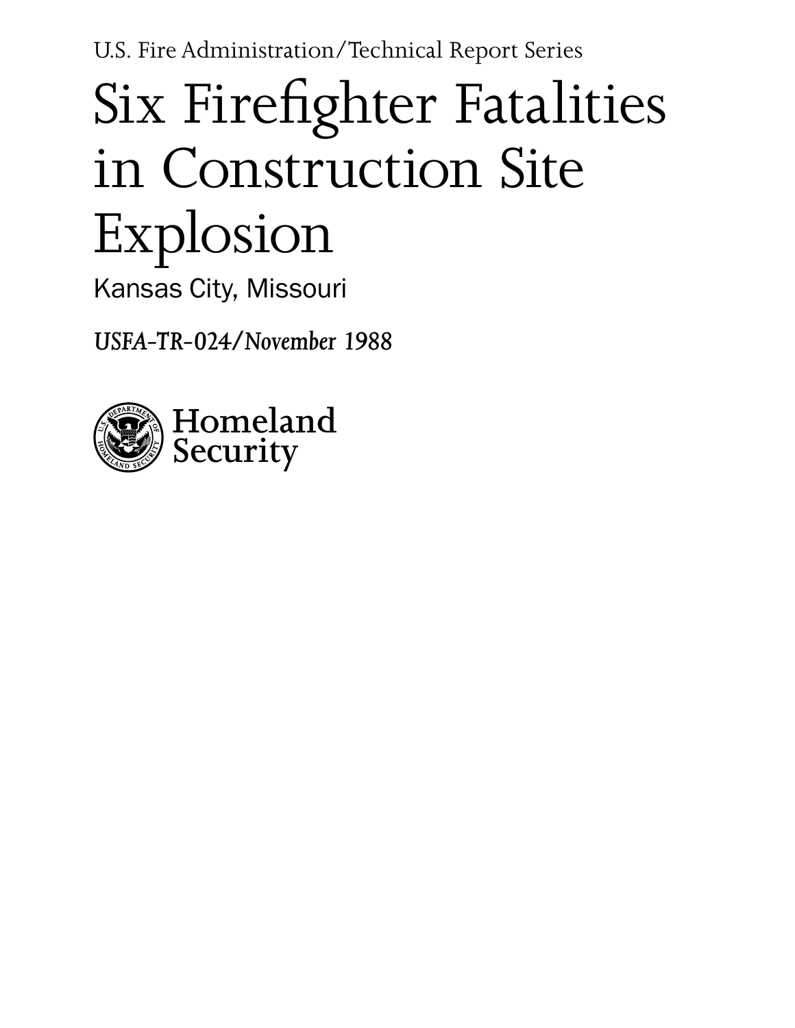U.S. Fire Administration/Technical Report Series

# Six Firefighter Fatalities in Construction Site Explosion

Kansas City, Missouri

*USFA-TR-024/November 1988*

Homeland Security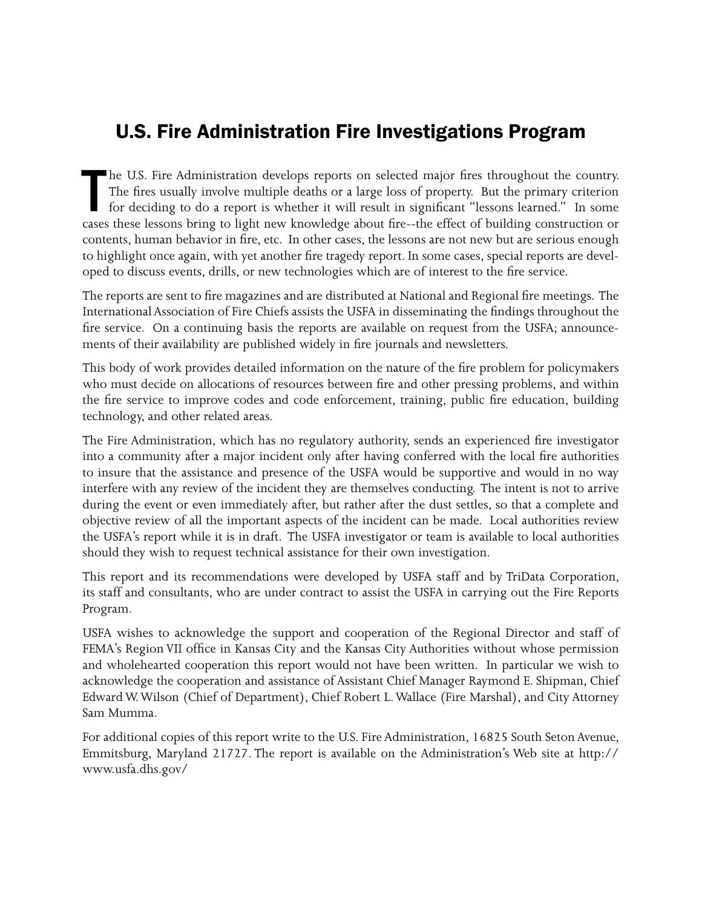# U.S. Fire Administration Fire Investigations Program

The U.S. Fire Administration develops reports on selected major fires throughout the country. The fires usually involve multiple deaths or a large loss of property. But the primary criterion for deciding to do a report is whether it will result in significant "lessons learned." In some cases these lessons bring to light new knowledge about fire--the effect of building construction or contents, human behavior in fire, etc. In other cases, the lessons are not new but are serious enough to highlight once again, with yet another fire tragedy report. In some cases, special reports are developed to discuss events, drills, or new technologies which are of interest to the fire service.

The reports are sent to fire magazines and are distributed at National and Regional fire meetings. The International Association of Fire Chiefs assists the USFA in disseminating the findings throughout the fire service. On a continuing basis the reports are available on request from the USFA; announcements of their availability are published widely in fire journals and newsletters.

This body of work provides detailed information on the nature of the fire problem for policymakers who must decide on allocations of resources between fire and other pressing problems, and within the fire service to improve codes and code enforcement, training, public fire education, building technology, and other related areas.

The Fire Administration, which has no regulatory authority, sends an experienced fire investigator into a community after a major incident only after having conferred with the local fire authorities to insure that the assistance and presence of the USFA would be supportive and would in no way interfere with any review of the incident they are themselves conducting. The intent is not to arrive during the event or even immediately after, but rather after the dust settles, so that a complete and objective review of all the important aspects of the incident can be made. Local authorities review the USFA's report while it is in draft. The USFA investigator or team is available to local authorities should they wish to request technical assistance for their own investigation.

This report and its recommendations were developed by USFA staff and by TriData Corporation, its staff and consultants, who are under contract to assist the USFA in carrying out the Fire Reports Program.

USFA wishes to acknowledge the support and cooperation of the Regional Director and staff of FEMA's Region VII office in Kansas City and the Kansas City Authorities without whose permission and wholehearted cooperation this report would not have been written. In particular we wish to acknowledge the cooperation and assistance of Assistant Chief Manager Raymond E. Shipman, Chief Edward W. Wilson (Chief of Department), Chief Robert L. Wallace (Fire Marshal), and City Attorney Sam Mumma.

For additional copies of this report write to the U.S. Fire Administration, 16825 South Seton Avenue, Emmitsburg, Maryland 21727. The report is available on the Administration's Web site at http://www.usfa.dhs.gov/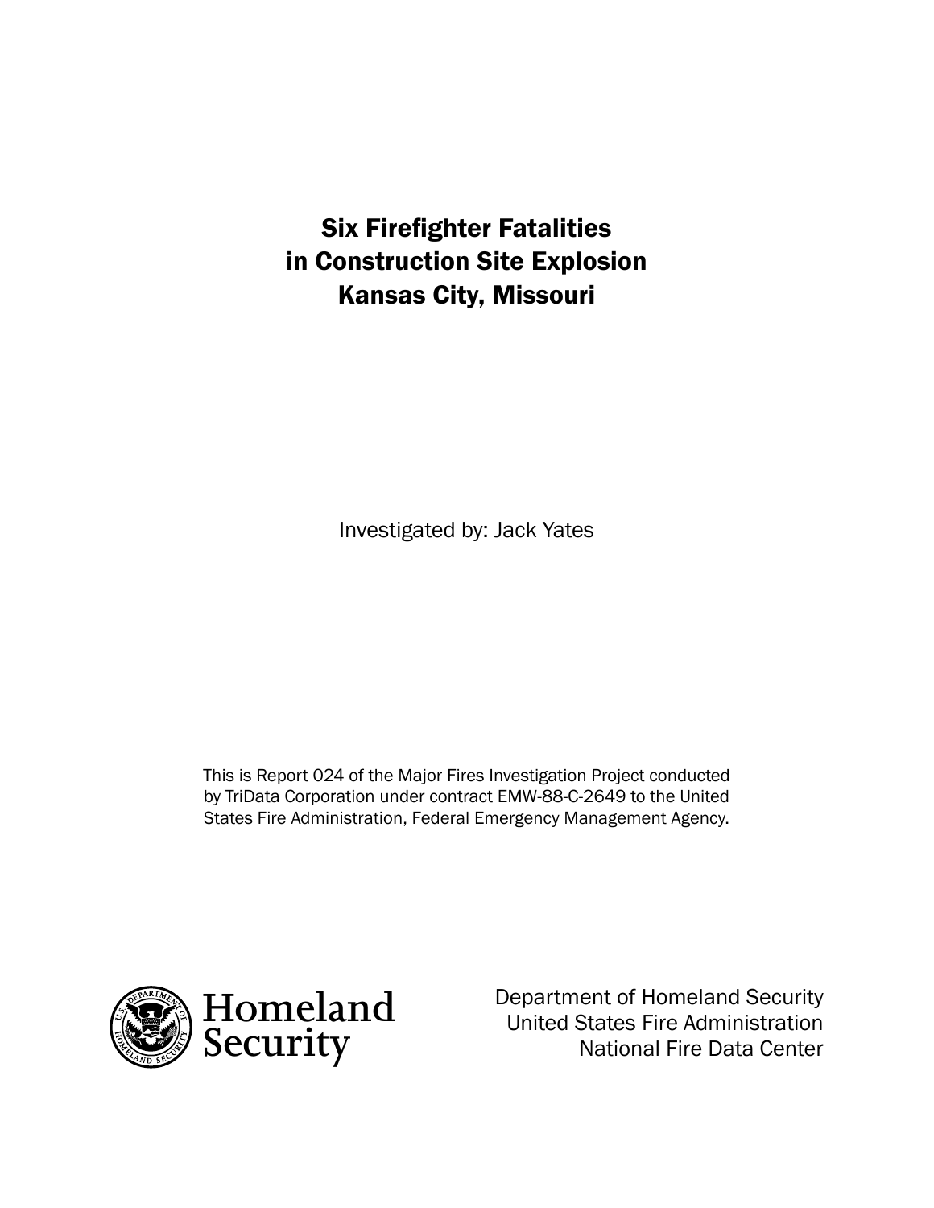# Six Firefighter Fatalities in Construction Site Explosion Kansas City, Missouri

Investigated by: Jack Yates

This is Report 024 of the Major Fires Investigation Project conducted by TriData Corporation under contract EMW-88-C-2649 to the United States Fire Administration, Federal Emergency Management Agency.

Homeland Security

Department of Homeland Security
United States Fire Administration
National Fire Data Center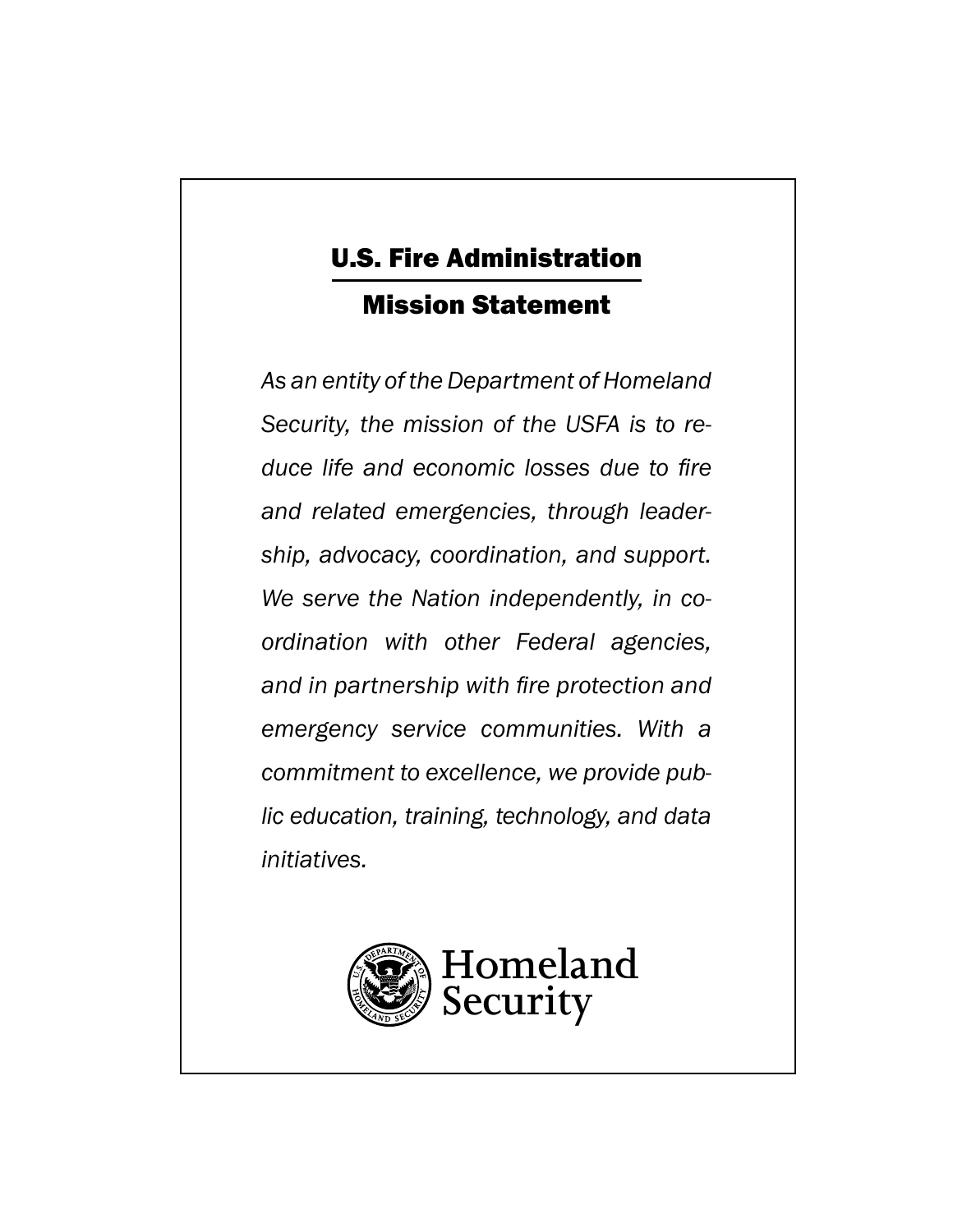## U.S. Fire Administration

## Mission Statement

*As an entity of the Department of Homeland Security, the mission of the USFA is to reduce life and economic losses due to fire and related emergencies, through leadership, advocacy, coordination, and support. We serve the Nation independently, in coordination with other Federal agencies, and in partnership with fire protection and emergency service communities. With a commitment to excellence, we provide public education, training, technology, and data initiatives.*

Homeland Security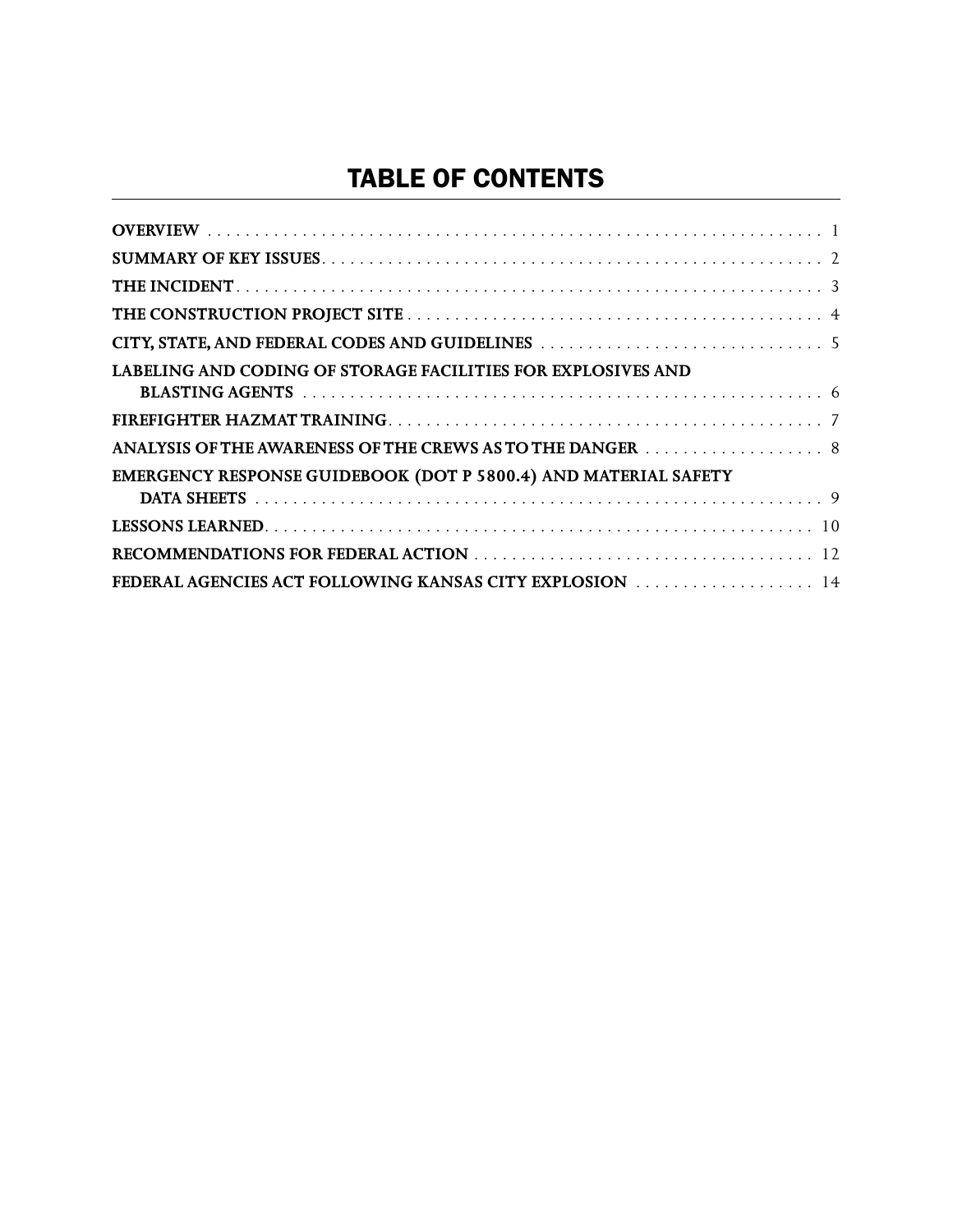# TABLE OF CONTENTS

| | |
|---|---|
| **OVERVIEW** | 1 |
| **SUMMARY OF KEY ISSUES** | 2 |
| **THE INCIDENT** | 3 |
| **THE CONSTRUCTION PROJECT SITE** | 4 |
| **CITY, STATE, AND FEDERAL CODES AND GUIDELINES** | 5 |
| **LABELING AND CODING OF STORAGE FACILITIES FOR EXPLOSIVES AND BLASTING AGENTS** | 6 |
| **FIREFIGHTER HAZMAT TRAINING** | 7 |
| **ANALYSIS OF THE AWARENESS OF THE CREWS AS TO THE DANGER** | 8 |
| **EMERGENCY RESPONSE GUIDEBOOK (DOT P 5800.4) AND MATERIAL SAFETY DATA SHEETS** | 9 |
| **LESSONS LEARNED** | 10 |
| **RECOMMENDATIONS FOR FEDERAL ACTION** | 12 |
| **FEDERAL AGENCIES ACT FOLLOWING KANSAS CITY EXPLOSION** | 14 |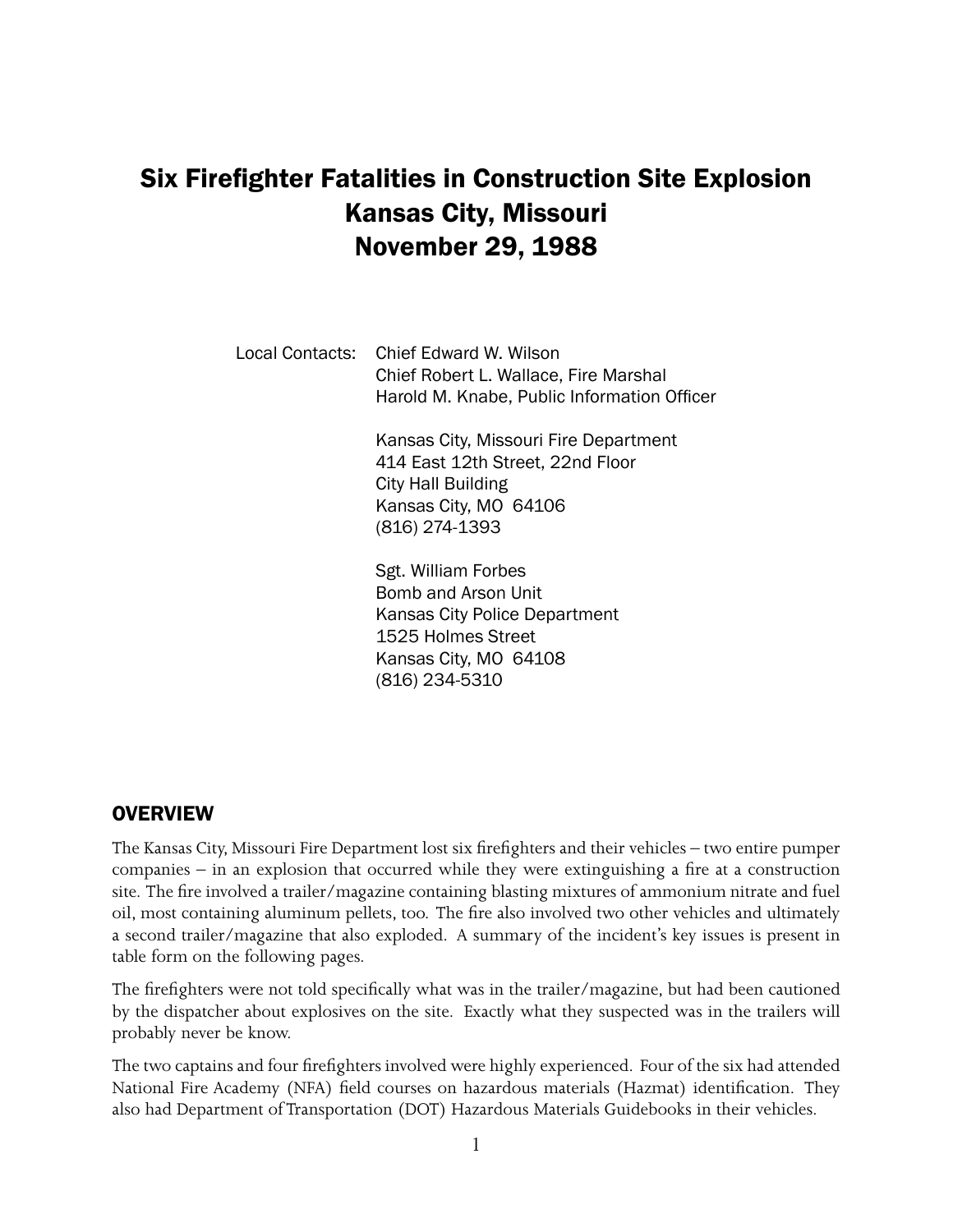# Six Firefighter Fatalities in Construction Site Explosion
# Kansas City, Missouri
# November 29, 1988

Local Contacts: Chief Edward W. Wilson
Chief Robert L. Wallace, Fire Marshal
Harold M. Knabe, Public Information Officer

Kansas City, Missouri Fire Department
414 East 12th Street, 22nd Floor
City Hall Building
Kansas City, MO 64106
(816) 274-1393

Sgt. William Forbes
Bomb and Arson Unit
Kansas City Police Department
1525 Holmes Street
Kansas City, MO 64108
(816) 234-5310

## OVERVIEW

The Kansas City, Missouri Fire Department lost six firefighters and their vehicles – two entire pumper companies – in an explosion that occurred while they were extinguishing a fire at a construction site. The fire involved a trailer/magazine containing blasting mixtures of ammonium nitrate and fuel oil, most containing aluminum pellets, too. The fire also involved two other vehicles and ultimately a second trailer/magazine that also exploded. A summary of the incident's key issues is present in table form on the following pages.

The firefighters were not told specifically what was in the trailer/magazine, but had been cautioned by the dispatcher about explosives on the site. Exactly what they suspected was in the trailers will probably never be know.

The two captains and four firefighters involved were highly experienced. Four of the six had attended National Fire Academy (NFA) field courses on hazardous materials (Hazmat) identification. They also had Department of Transportation (DOT) Hazardous Materials Guidebooks in their vehicles.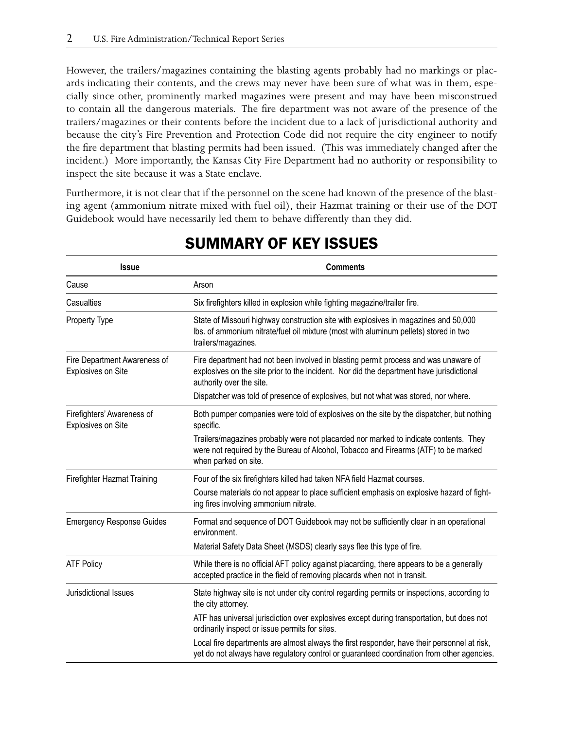However, the trailers/magazines containing the blasting agents probably had no markings or placards indicating their contents, and the crews may never have been sure of what was in them, especially since other, prominently marked magazines were present and may have been misconstrued to contain all the dangerous materials. The fire department was not aware of the presence of the trailers/magazines or their contents before the incident due to a lack of jurisdictional authority and because the city's Fire Prevention and Protection Code did not require the city engineer to notify the fire department that blasting permits had been issued. (This was immediately changed after the incident.) More importantly, the Kansas City Fire Department had no authority or responsibility to inspect the site because it was a State enclave.

Furthermore, it is not clear that if the personnel on the scene had known of the presence of the blasting agent (ammonium nitrate mixed with fuel oil), their Hazmat training or their use of the DOT Guidebook would have necessarily led them to behave differently than they did.

## SUMMARY OF KEY ISSUES

| Issue | Comments |
|---|---|
| Cause | Arson |
| Casualties | Six firefighters killed in explosion while fighting magazine/trailer fire. |
| Property Type | State of Missouri highway construction site with explosives in magazines and 50,000 lbs. of ammonium nitrate/fuel oil mixture (most with aluminum pellets) stored in two trailers/magazines. |
| Fire Department Awareness of Explosives on Site | Fire department had not been involved in blasting permit process and was unaware of explosives on the site prior to the incident. Nor did the department have jurisdictional authority over the site.<br>Dispatcher was told of presence of explosives, but not what was stored, nor where. |
| Firefighters' Awareness of Explosives on Site | Both pumper companies were told of explosives on the site by the dispatcher, but nothing specific.<br>Trailers/magazines probably were not placarded nor marked to indicate contents. They were not required by the Bureau of Alcohol, Tobacco and Firearms (ATF) to be marked when parked on site. |
| Firefighter Hazmat Training | Four of the six firefighters killed had taken NFA field Hazmat courses.<br>Course materials do not appear to place sufficient emphasis on explosive hazard of fighting fires involving ammonium nitrate. |
| Emergency Response Guides | Format and sequence of DOT Guidebook may not be sufficiently clear in an operational environment.<br>Material Safety Data Sheet (MSDS) clearly says flee this type of fire. |
| ATF Policy | While there is no official AFT policy against placarding, there appears to be a generally accepted practice in the field of removing placards when not in transit. |
| Jurisdictional Issues | State highway site is not under city control regarding permits or inspections, according to the city attorney.<br>ATF has universal jurisdiction over explosives except during transportation, but does not ordinarily inspect or issue permits for sites.<br>Local fire departments are almost always the first responder, have their personnel at risk, yet do not always have regulatory control or guaranteed coordination from other agencies. |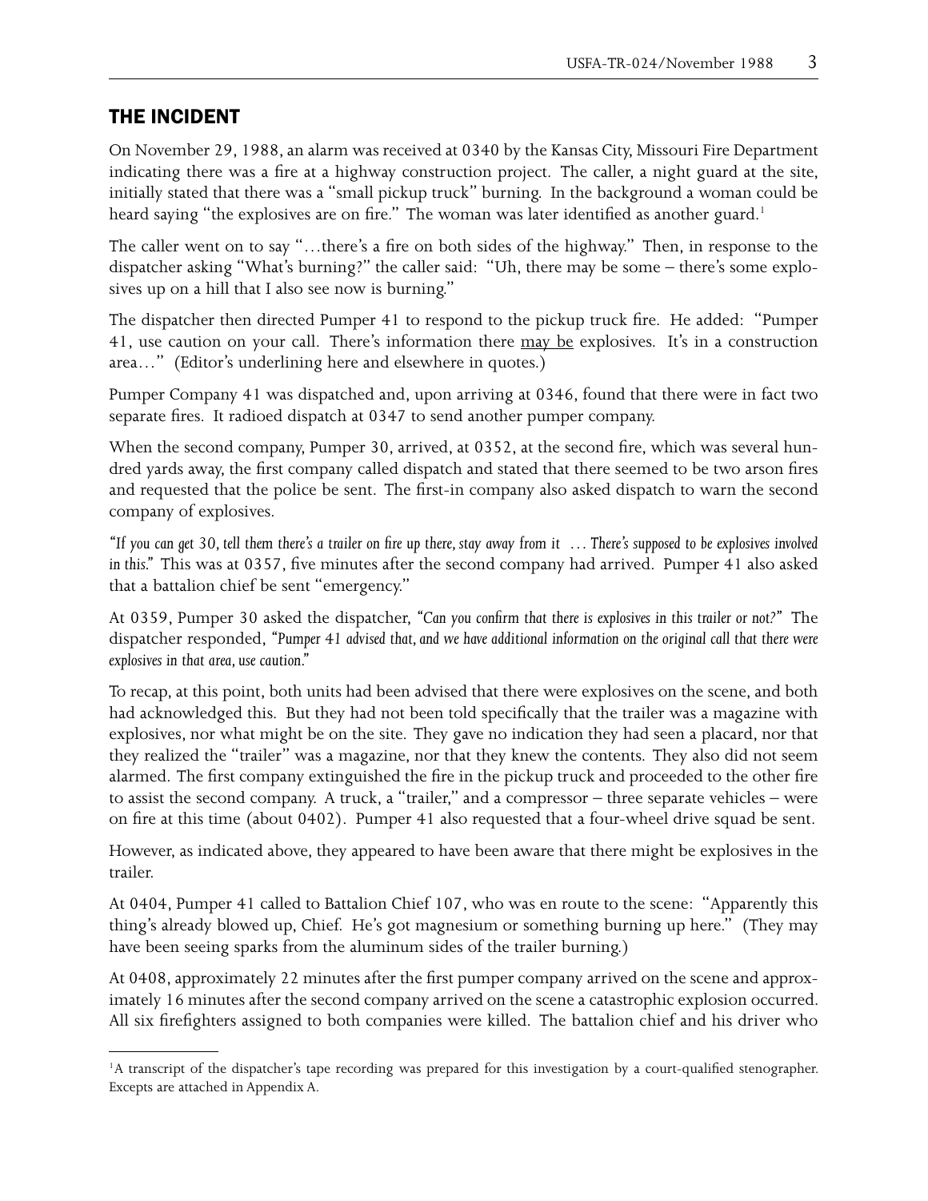## THE INCIDENT

On November 29, 1988, an alarm was received at 0340 by the Kansas City, Missouri Fire Department indicating there was a fire at a highway construction project. The caller, a night guard at the site, initially stated that there was a "small pickup truck" burning. In the background a woman could be heard saying "the explosives are on fire." The woman was later identified as another guard.[1]

The caller went on to say "…there's a fire on both sides of the highway." Then, in response to the dispatcher asking "What's burning?" the caller said: "Uh, there may be some – there's some explosives up on a hill that I also see now is burning."

The dispatcher then directed Pumper 41 to respond to the pickup truck fire. He added: "Pumper 41, use caution on your call. There's information there <u>may be</u> explosives. It's in a construction area…" (Editor's underlining here and elsewhere in quotes.)

Pumper Company 41 was dispatched and, upon arriving at 0346, found that there were in fact two separate fires. It radioed dispatch at 0347 to send another pumper company.

When the second company, Pumper 30, arrived, at 0352, at the second fire, which was several hundred yards away, the first company called dispatch and stated that there seemed to be two arson fires and requested that the police be sent. The first-in company also asked dispatch to warn the second company of explosives.

*"If you can get 30, tell them there's a trailer on fire up there, stay away from it … There's supposed to be explosives involved in this."* This was at 0357, five minutes after the second company had arrived. Pumper 41 also asked that a battalion chief be sent "emergency."

At 0359, Pumper 30 asked the dispatcher, *"Can you confirm that there is explosives in this trailer or not?"* The dispatcher responded, *"Pumper 41 advised that, and we have additional information on the original call that there were explosives in that area, use caution."*

To recap, at this point, both units had been advised that there were explosives on the scene, and both had acknowledged this. But they had not been told specifically that the trailer was a magazine with explosives, nor what might be on the site. They gave no indication they had seen a placard, nor that they realized the "trailer" was a magazine, nor that they knew the contents. They also did not seem alarmed. The first company extinguished the fire in the pickup truck and proceeded to the other fire to assist the second company. A truck, a "trailer," and a compressor – three separate vehicles – were on fire at this time (about 0402). Pumper 41 also requested that a four-wheel drive squad be sent.

However, as indicated above, they appeared to have been aware that there might be explosives in the trailer.

At 0404, Pumper 41 called to Battalion Chief 107, who was en route to the scene: "Apparently this thing's already blowed up, Chief. He's got magnesium or something burning up here." (They may have been seeing sparks from the aluminum sides of the trailer burning.)

At 0408, approximately 22 minutes after the first pumper company arrived on the scene and approximately 16 minutes after the second company arrived on the scene a catastrophic explosion occurred. All six firefighters assigned to both companies were killed. The battalion chief and his driver who

---

[1] A transcript of the dispatcher's tape recording was prepared for this investigation by a court-qualified stenographer. Excepts are attached in Appendix A.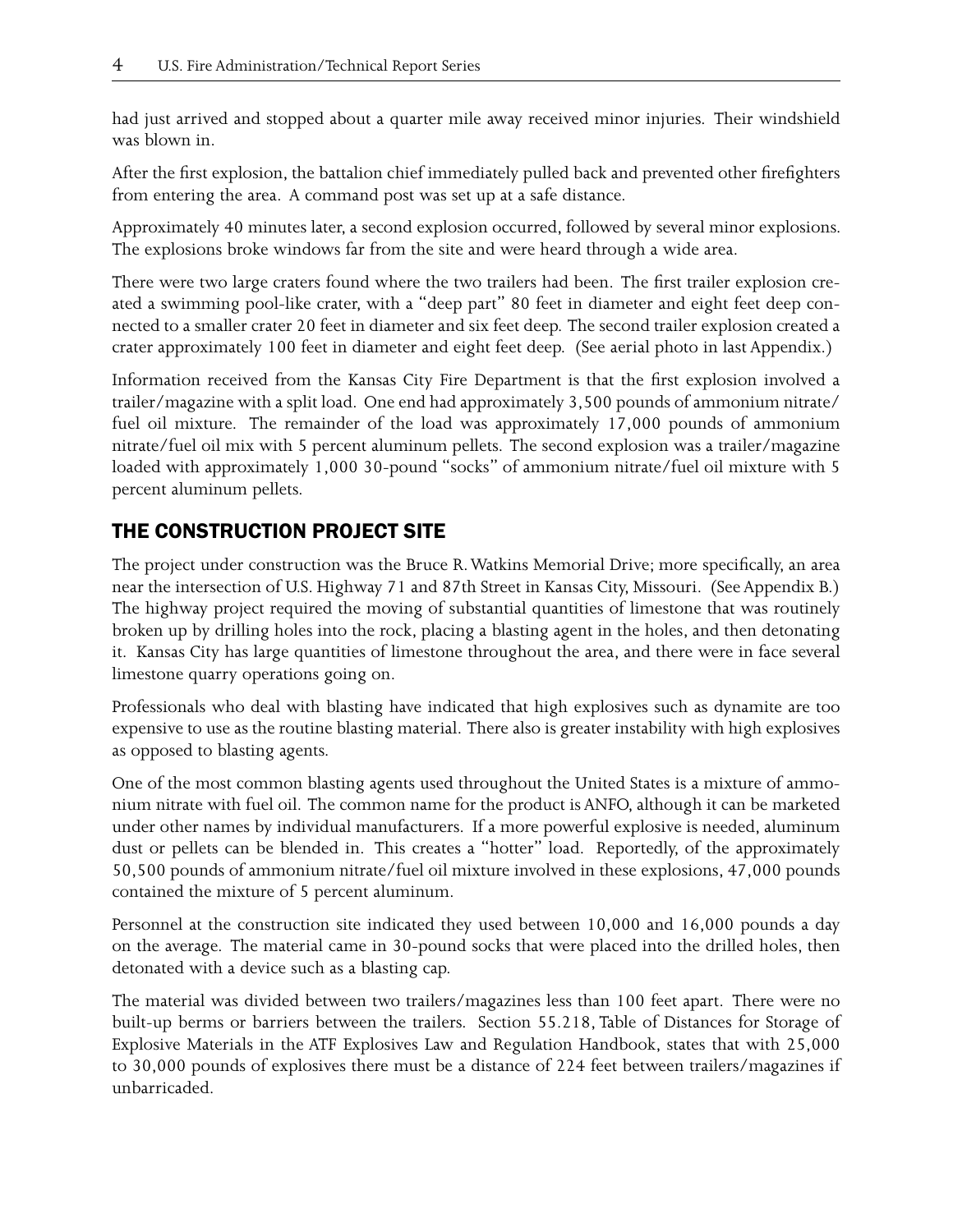had just arrived and stopped about a quarter mile away received minor injuries. Their windshield was blown in.

After the first explosion, the battalion chief immediately pulled back and prevented other firefighters from entering the area. A command post was set up at a safe distance.

Approximately 40 minutes later, a second explosion occurred, followed by several minor explosions. The explosions broke windows far from the site and were heard through a wide area.

There were two large craters found where the two trailers had been. The first trailer explosion created a swimming pool-like crater, with a "deep part" 80 feet in diameter and eight feet deep connected to a smaller crater 20 feet in diameter and six feet deep. The second trailer explosion created a crater approximately 100 feet in diameter and eight feet deep. (See aerial photo in last Appendix.)

Information received from the Kansas City Fire Department is that the first explosion involved a trailer/magazine with a split load. One end had approximately 3,500 pounds of ammonium nitrate/fuel oil mixture. The remainder of the load was approximately 17,000 pounds of ammonium nitrate/fuel oil mix with 5 percent aluminum pellets. The second explosion was a trailer/magazine loaded with approximately 1,000 30-pound "socks" of ammonium nitrate/fuel oil mixture with 5 percent aluminum pellets.

## THE CONSTRUCTION PROJECT SITE

The project under construction was the Bruce R. Watkins Memorial Drive; more specifically, an area near the intersection of U.S. Highway 71 and 87th Street in Kansas City, Missouri. (See Appendix B.) The highway project required the moving of substantial quantities of limestone that was routinely broken up by drilling holes into the rock, placing a blasting agent in the holes, and then detonating it. Kansas City has large quantities of limestone throughout the area, and there were in face several limestone quarry operations going on.

Professionals who deal with blasting have indicated that high explosives such as dynamite are too expensive to use as the routine blasting material. There also is greater instability with high explosives as opposed to blasting agents.

One of the most common blasting agents used throughout the United States is a mixture of ammonium nitrate with fuel oil. The common name for the product is ANFO, although it can be marketed under other names by individual manufacturers. If a more powerful explosive is needed, aluminum dust or pellets can be blended in. This creates a "hotter" load. Reportedly, of the approximately 50,500 pounds of ammonium nitrate/fuel oil mixture involved in these explosions, 47,000 pounds contained the mixture of 5 percent aluminum.

Personnel at the construction site indicated they used between 10,000 and 16,000 pounds a day on the average. The material came in 30-pound socks that were placed into the drilled holes, then detonated with a device such as a blasting cap.

The material was divided between two trailers/magazines less than 100 feet apart. There were no built-up berms or barriers between the trailers. Section 55.218, Table of Distances for Storage of Explosive Materials in the ATF Explosives Law and Regulation Handbook, states that with 25,000 to 30,000 pounds of explosives there must be a distance of 224 feet between trailers/magazines if unbarricaded.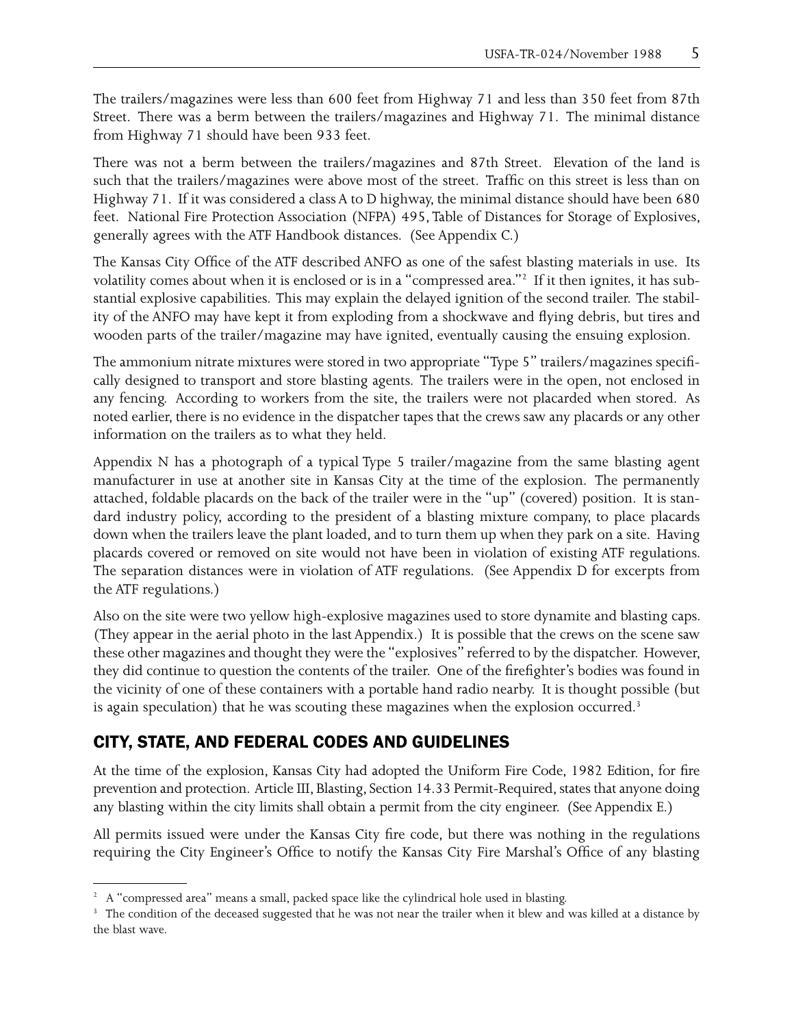The trailers/magazines were less than 600 feet from Highway 71 and less than 350 feet from 87th Street. There was a berm between the trailers/magazines and Highway 71. The minimal distance from Highway 71 should have been 933 feet.

There was not a berm between the trailers/magazines and 87th Street. Elevation of the land is such that the trailers/magazines were above most of the street. Traffic on this street is less than on Highway 71. If it was considered a class A to D highway, the minimal distance should have been 680 feet. National Fire Protection Association (NFPA) 495, Table of Distances for Storage of Explosives, generally agrees with the ATF Handbook distances. (See Appendix C.)

The Kansas City Office of the ATF described ANFO as one of the safest blasting materials in use. Its volatility comes about when it is enclosed or is in a "compressed area."[2] If it then ignites, it has substantial explosive capabilities. This may explain the delayed ignition of the second trailer. The stability of the ANFO may have kept it from exploding from a shockwave and flying debris, but tires and wooden parts of the trailer/magazine may have ignited, eventually causing the ensuing explosion.

The ammonium nitrate mixtures were stored in two appropriate "Type 5" trailers/magazines specifically designed to transport and store blasting agents. The trailers were in the open, not enclosed in any fencing. According to workers from the site, the trailers were not placarded when stored. As noted earlier, there is no evidence in the dispatcher tapes that the crews saw any placards or any other information on the trailers as to what they held.

Appendix N has a photograph of a typical Type 5 trailer/magazine from the same blasting agent manufacturer in use at another site in Kansas City at the time of the explosion. The permanently attached, foldable placards on the back of the trailer were in the "up" (covered) position. It is standard industry policy, according to the president of a blasting mixture company, to place placards down when the trailers leave the plant loaded, and to turn them up when they park on a site. Having placards covered or removed on site would not have been in violation of existing ATF regulations. The separation distances were in violation of ATF regulations. (See Appendix D for excerpts from the ATF regulations.)

Also on the site were two yellow high-explosive magazines used to store dynamite and blasting caps. (They appear in the aerial photo in the last Appendix.) It is possible that the crews on the scene saw these other magazines and thought they were the "explosives" referred to by the dispatcher. However, they did continue to question the contents of the trailer. One of the firefighter's bodies was found in the vicinity of one of these containers with a portable hand radio nearby. It is thought possible (but is again speculation) that he was scouting these magazines when the explosion occurred.[3]

## CITY, STATE, AND FEDERAL CODES AND GUIDELINES

At the time of the explosion, Kansas City had adopted the Uniform Fire Code, 1982 Edition, for fire prevention and protection. Article III, Blasting, Section 14.33 Permit-Required, states that anyone doing any blasting within the city limits shall obtain a permit from the city engineer. (See Appendix E.)

All permits issued were under the Kansas City fire code, but there was nothing in the regulations requiring the City Engineer's Office to notify the Kansas City Fire Marshal's Office of any blasting

---

[2] A "compressed area" means a small, packed space like the cylindrical hole used in blasting.

[3] The condition of the deceased suggested that he was not near the trailer when it blew and was killed at a distance by the blast wave.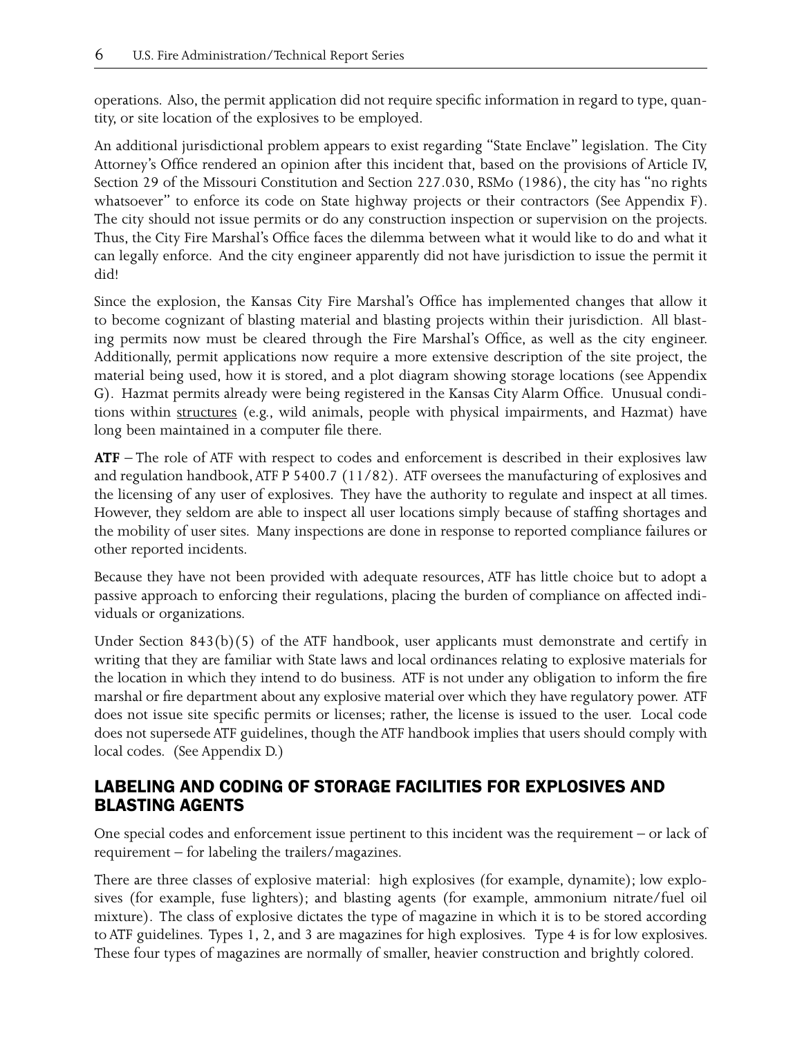operations. Also, the permit application did not require specific information in regard to type, quantity, or site location of the explosives to be employed.

An additional jurisdictional problem appears to exist regarding "State Enclave" legislation. The City Attorney's Office rendered an opinion after this incident that, based on the provisions of Article IV, Section 29 of the Missouri Constitution and Section 227.030, RSMo (1986), the city has "no rights whatsoever" to enforce its code on State highway projects or their contractors (See Appendix F). The city should not issue permits or do any construction inspection or supervision on the projects. Thus, the City Fire Marshal's Office faces the dilemma between what it would like to do and what it can legally enforce. And the city engineer apparently did not have jurisdiction to issue the permit it did!

Since the explosion, the Kansas City Fire Marshal's Office has implemented changes that allow it to become cognizant of blasting material and blasting projects within their jurisdiction. All blasting permits now must be cleared through the Fire Marshal's Office, as well as the city engineer. Additionally, permit applications now require a more extensive description of the site project, the material being used, how it is stored, and a plot diagram showing storage locations (see Appendix G). Hazmat permits already were being registered in the Kansas City Alarm Office. Unusual conditions within structures (e.g., wild animals, people with physical impairments, and Hazmat) have long been maintained in a computer file there.

**ATF** – The role of ATF with respect to codes and enforcement is described in their explosives law and regulation handbook, ATF P 5400.7 (11/82). ATF oversees the manufacturing of explosives and the licensing of any user of explosives. They have the authority to regulate and inspect at all times. However, they seldom are able to inspect all user locations simply because of staffing shortages and the mobility of user sites. Many inspections are done in response to reported compliance failures or other reported incidents.

Because they have not been provided with adequate resources, ATF has little choice but to adopt a passive approach to enforcing their regulations, placing the burden of compliance on affected individuals or organizations.

Under Section 843(b)(5) of the ATF handbook, user applicants must demonstrate and certify in writing that they are familiar with State laws and local ordinances relating to explosive materials for the location in which they intend to do business. ATF is not under any obligation to inform the fire marshal or fire department about any explosive material over which they have regulatory power. ATF does not issue site specific permits or licenses; rather, the license is issued to the user. Local code does not supersede ATF guidelines, though the ATF handbook implies that users should comply with local codes. (See Appendix D.)

## LABELING AND CODING OF STORAGE FACILITIES FOR EXPLOSIVES AND BLASTING AGENTS

One special codes and enforcement issue pertinent to this incident was the requirement – or lack of requirement – for labeling the trailers/magazines.

There are three classes of explosive material: high explosives (for example, dynamite); low explosives (for example, fuse lighters); and blasting agents (for example, ammonium nitrate/fuel oil mixture). The class of explosive dictates the type of magazine in which it is to be stored according to ATF guidelines. Types 1, 2, and 3 are magazines for high explosives. Type 4 is for low explosives. These four types of magazines are normally of smaller, heavier construction and brightly colored.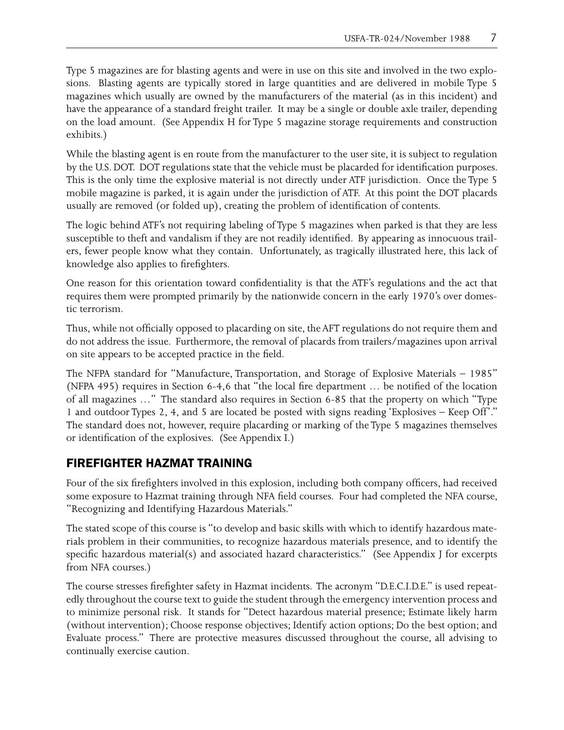Type 5 magazines are for blasting agents and were in use on this site and involved in the two explosions. Blasting agents are typically stored in large quantities and are delivered in mobile Type 5 magazines which usually are owned by the manufacturers of the material (as in this incident) and have the appearance of a standard freight trailer. It may be a single or double axle trailer, depending on the load amount. (See Appendix H for Type 5 magazine storage requirements and construction exhibits.)

While the blasting agent is en route from the manufacturer to the user site, it is subject to regulation by the U.S. DOT. DOT regulations state that the vehicle must be placarded for identification purposes. This is the only time the explosive material is not directly under ATF jurisdiction. Once the Type 5 mobile magazine is parked, it is again under the jurisdiction of ATF. At this point the DOT placards usually are removed (or folded up), creating the problem of identification of contents.

The logic behind ATF's not requiring labeling of Type 5 magazines when parked is that they are less susceptible to theft and vandalism if they are not readily identified. By appearing as innocuous trailers, fewer people know what they contain. Unfortunately, as tragically illustrated here, this lack of knowledge also applies to firefighters.

One reason for this orientation toward confidentiality is that the ATF's regulations and the act that requires them were prompted primarily by the nationwide concern in the early 1970's over domestic terrorism.

Thus, while not officially opposed to placarding on site, the AFT regulations do not require them and do not address the issue. Furthermore, the removal of placards from trailers/magazines upon arrival on site appears to be accepted practice in the field.

The NFPA standard for "Manufacture, Transportation, and Storage of Explosive Materials – 1985" (NFPA 495) requires in Section 6-4,6 that "the local fire department … be notified of the location of all magazines …" The standard also requires in Section 6-85 that the property on which "Type 1 and outdoor Types 2, 4, and 5 are located be posted with signs reading 'Explosives – Keep Off'." The standard does not, however, require placarding or marking of the Type 5 magazines themselves or identification of the explosives. (See Appendix I.)

## FIREFIGHTER HAZMAT TRAINING

Four of the six firefighters involved in this explosion, including both company officers, had received some exposure to Hazmat training through NFA field courses. Four had completed the NFA course, "Recognizing and Identifying Hazardous Materials."

The stated scope of this course is "to develop and basic skills with which to identify hazardous materials problem in their communities, to recognize hazardous materials presence, and to identify the specific hazardous material(s) and associated hazard characteristics." (See Appendix J for excerpts from NFA courses.)

The course stresses firefighter safety in Hazmat incidents. The acronym "D.E.C.I.D.E." is used repeatedly throughout the course text to guide the student through the emergency intervention process and to minimize personal risk. It stands for "Detect hazardous material presence; Estimate likely harm (without intervention); Choose response objectives; Identify action options; Do the best option; and Evaluate process." There are protective measures discussed throughout the course, all advising to continually exercise caution.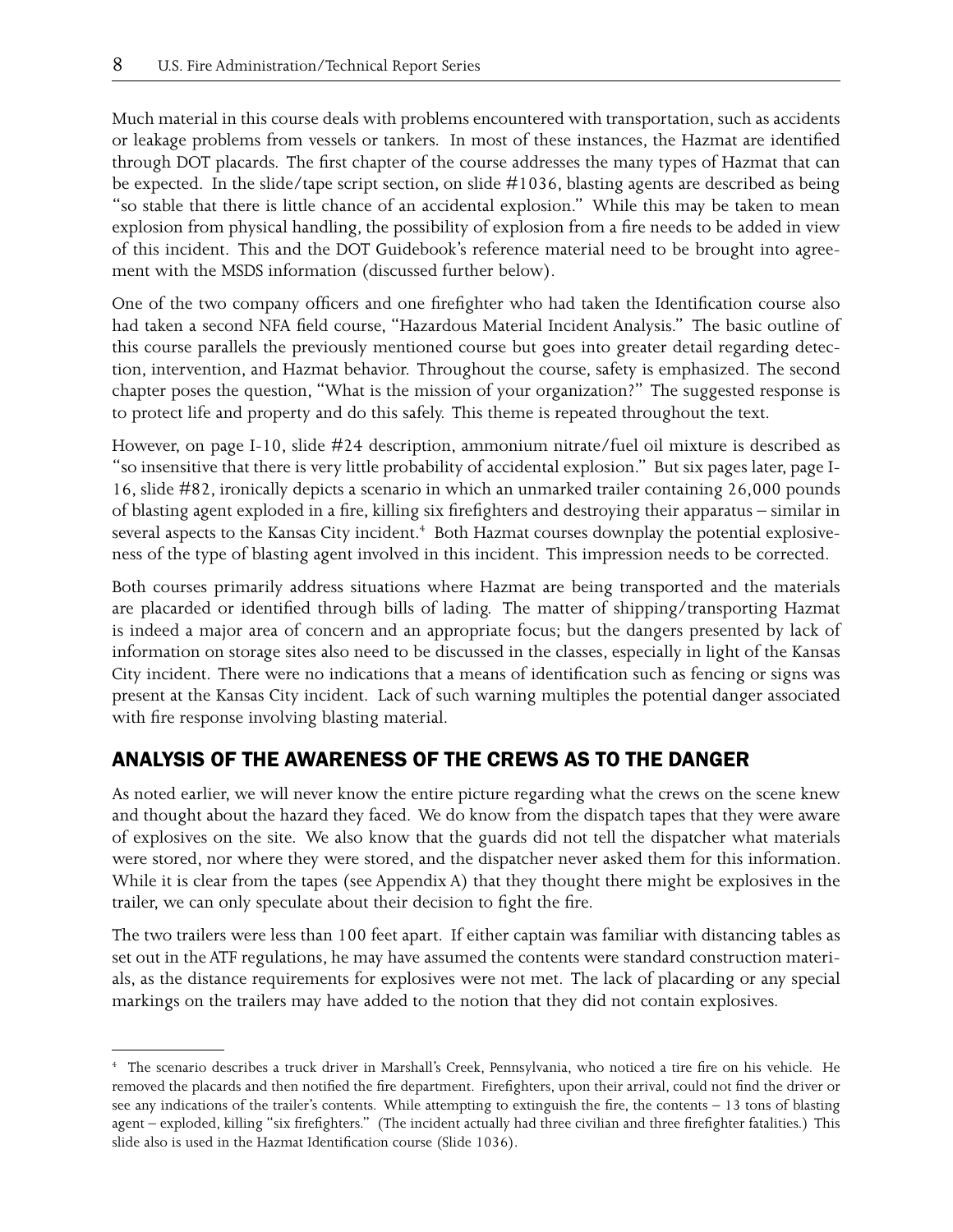Much material in this course deals with problems encountered with transportation, such as accidents or leakage problems from vessels or tankers. In most of these instances, the Hazmat are identified through DOT placards. The first chapter of the course addresses the many types of Hazmat that can be expected. In the slide/tape script section, on slide #1036, blasting agents are described as being "so stable that there is little chance of an accidental explosion." While this may be taken to mean explosion from physical handling, the possibility of explosion from a fire needs to be added in view of this incident. This and the DOT Guidebook's reference material need to be brought into agreement with the MSDS information (discussed further below).

One of the two company officers and one firefighter who had taken the Identification course also had taken a second NFA field course, "Hazardous Material Incident Analysis." The basic outline of this course parallels the previously mentioned course but goes into greater detail regarding detection, intervention, and Hazmat behavior. Throughout the course, safety is emphasized. The second chapter poses the question, "What is the mission of your organization?" The suggested response is to protect life and property and do this safely. This theme is repeated throughout the text.

However, on page I-10, slide #24 description, ammonium nitrate/fuel oil mixture is described as "so insensitive that there is very little probability of accidental explosion." But six pages later, page I-16, slide #82, ironically depicts a scenario in which an unmarked trailer containing 26,000 pounds of blasting agent exploded in a fire, killing six firefighters and destroying their apparatus – similar in several aspects to the Kansas City incident.[4] Both Hazmat courses downplay the potential explosiveness of the type of blasting agent involved in this incident. This impression needs to be corrected.

Both courses primarily address situations where Hazmat are being transported and the materials are placarded or identified through bills of lading. The matter of shipping/transporting Hazmat is indeed a major area of concern and an appropriate focus; but the dangers presented by lack of information on storage sites also need to be discussed in the classes, especially in light of the Kansas City incident. There were no indications that a means of identification such as fencing or signs was present at the Kansas City incident. Lack of such warning multiples the potential danger associated with fire response involving blasting material.

## ANALYSIS OF THE AWARENESS OF THE CREWS AS TO THE DANGER

As noted earlier, we will never know the entire picture regarding what the crews on the scene knew and thought about the hazard they faced. We do know from the dispatch tapes that they were aware of explosives on the site. We also know that the guards did not tell the dispatcher what materials were stored, nor where they were stored, and the dispatcher never asked them for this information. While it is clear from the tapes (see Appendix A) that they thought there might be explosives in the trailer, we can only speculate about their decision to fight the fire.

The two trailers were less than 100 feet apart. If either captain was familiar with distancing tables as set out in the ATF regulations, he may have assumed the contents were standard construction materials, as the distance requirements for explosives were not met. The lack of placarding or any special markings on the trailers may have added to the notion that they did not contain explosives.

---

[4] The scenario describes a truck driver in Marshall's Creek, Pennsylvania, who noticed a tire fire on his vehicle. He removed the placards and then notified the fire department. Firefighters, upon their arrival, could not find the driver or see any indications of the trailer's contents. While attempting to extinguish the fire, the contents – 13 tons of blasting agent – exploded, killing "six firefighters." (The incident actually had three civilian and three firefighter fatalities.) This slide also is used in the Hazmat Identification course (Slide 1036).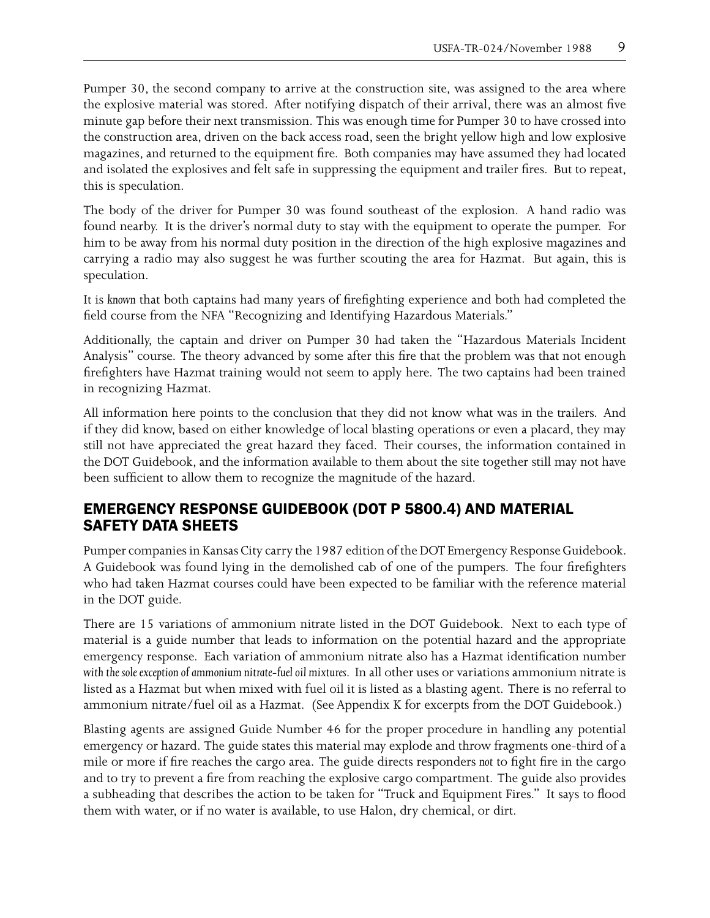Pumper 30, the second company to arrive at the construction site, was assigned to the area where the explosive material was stored. After notifying dispatch of their arrival, there was an almost five minute gap before their next transmission. This was enough time for Pumper 30 to have crossed into the construction area, driven on the back access road, seen the bright yellow high and low explosive magazines, and returned to the equipment fire. Both companies may have assumed they had located and isolated the explosives and felt safe in suppressing the equipment and trailer fires. But to repeat, this is speculation.

The body of the driver for Pumper 30 was found southeast of the explosion. A hand radio was found nearby. It is the driver's normal duty to stay with the equipment to operate the pumper. For him to be away from his normal duty position in the direction of the high explosive magazines and carrying a radio may also suggest he was further scouting the area for Hazmat. But again, this is speculation.

It is *known* that both captains had many years of firefighting experience and both had completed the field course from the NFA "Recognizing and Identifying Hazardous Materials."

Additionally, the captain and driver on Pumper 30 had taken the "Hazardous Materials Incident Analysis" course. The theory advanced by some after this fire that the problem was that not enough firefighters have Hazmat training would not seem to apply here. The two captains had been trained in recognizing Hazmat.

All information here points to the conclusion that they did not know what was in the trailers. And if they did know, based on either knowledge of local blasting operations or even a placard, they may still not have appreciated the great hazard they faced. Their courses, the information contained in the DOT Guidebook, and the information available to them about the site together still may not have been sufficient to allow them to recognize the magnitude of the hazard.

## EMERGENCY RESPONSE GUIDEBOOK (DOT P 5800.4) AND MATERIAL SAFETY DATA SHEETS

Pumper companies in Kansas City carry the 1987 edition of the DOT Emergency Response Guidebook. A Guidebook was found lying in the demolished cab of one of the pumpers. The four firefighters who had taken Hazmat courses could have been expected to be familiar with the reference material in the DOT guide.

There are 15 variations of ammonium nitrate listed in the DOT Guidebook. Next to each type of material is a guide number that leads to information on the potential hazard and the appropriate emergency response. Each variation of ammonium nitrate also has a Hazmat identification number *with the sole exception of ammonium nitrate-fuel oil mixtures*. In all other uses or variations ammonium nitrate is listed as a Hazmat but when mixed with fuel oil it is listed as a blasting agent. There is no referral to ammonium nitrate/fuel oil as a Hazmat. (See Appendix K for excerpts from the DOT Guidebook.)

Blasting agents are assigned Guide Number 46 for the proper procedure in handling any potential emergency or hazard. The guide states this material may explode and throw fragments one-third of a mile or more if fire reaches the cargo area. The guide directs responders *not* to fight fire in the cargo and to try to prevent a fire from reaching the explosive cargo compartment. The guide also provides a subheading that describes the action to be taken for "Truck and Equipment Fires." It says to flood them with water, or if no water is available, to use Halon, dry chemical, or dirt.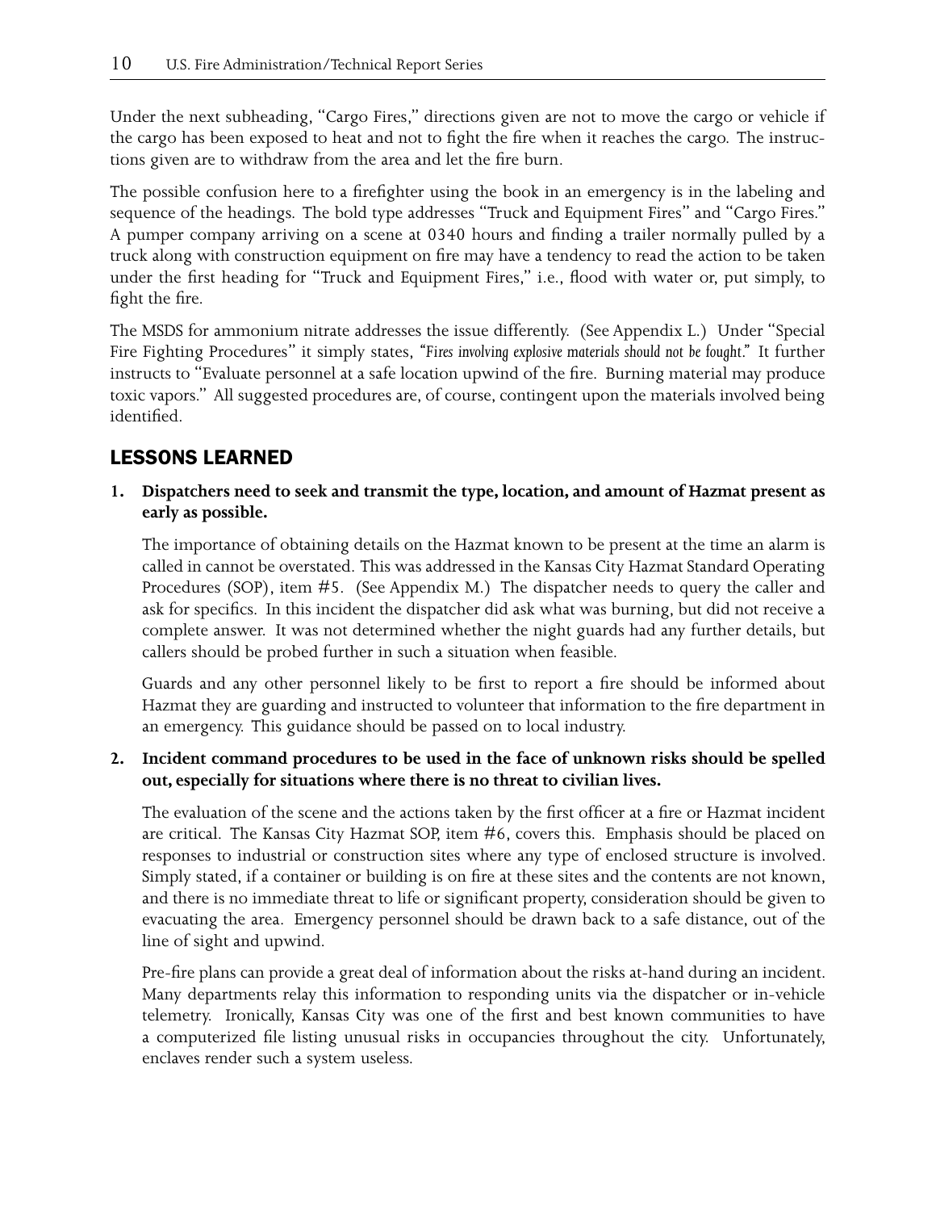Under the next subheading, "Cargo Fires," directions given are not to move the cargo or vehicle if the cargo has been exposed to heat and not to fight the fire when it reaches the cargo. The instructions given are to withdraw from the area and let the fire burn.

The possible confusion here to a firefighter using the book in an emergency is in the labeling and sequence of the headings. The bold type addresses "Truck and Equipment Fires" and "Cargo Fires." A pumper company arriving on a scene at 0340 hours and finding a trailer normally pulled by a truck along with construction equipment on fire may have a tendency to read the action to be taken under the first heading for "Truck and Equipment Fires," i.e., flood with water or, put simply, to fight the fire.

The MSDS for ammonium nitrate addresses the issue differently. (See Appendix L.) Under "Special Fire Fighting Procedures" it simply states, *"Fires involving explosive materials should not be fought."* It further instructs to "Evaluate personnel at a safe location upwind of the fire. Burning material may produce toxic vapors." All suggested procedures are, of course, contingent upon the materials involved being identified.

## LESSONS LEARNED

**1. Dispatchers need to seek and transmit the type, location, and amount of Hazmat present as early as possible.**

The importance of obtaining details on the Hazmat known to be present at the time an alarm is called in cannot be overstated. This was addressed in the Kansas City Hazmat Standard Operating Procedures (SOP), item #5. (See Appendix M.) The dispatcher needs to query the caller and ask for specifics. In this incident the dispatcher did ask what was burning, but did not receive a complete answer. It was not determined whether the night guards had any further details, but callers should be probed further in such a situation when feasible.

Guards and any other personnel likely to be first to report a fire should be informed about Hazmat they are guarding and instructed to volunteer that information to the fire department in an emergency. This guidance should be passed on to local industry.

**2. Incident command procedures to be used in the face of unknown risks should be spelled out, especially for situations where there is no threat to civilian lives.**

The evaluation of the scene and the actions taken by the first officer at a fire or Hazmat incident are critical. The Kansas City Hazmat SOP, item #6, covers this. Emphasis should be placed on responses to industrial or construction sites where any type of enclosed structure is involved. Simply stated, if a container or building is on fire at these sites and the contents are not known, and there is no immediate threat to life or significant property, consideration should be given to evacuating the area. Emergency personnel should be drawn back to a safe distance, out of the line of sight and upwind.

Pre-fire plans can provide a great deal of information about the risks at-hand during an incident. Many departments relay this information to responding units via the dispatcher or in-vehicle telemetry. Ironically, Kansas City was one of the first and best known communities to have a computerized file listing unusual risks in occupancies throughout the city. Unfortunately, enclaves render such a system useless.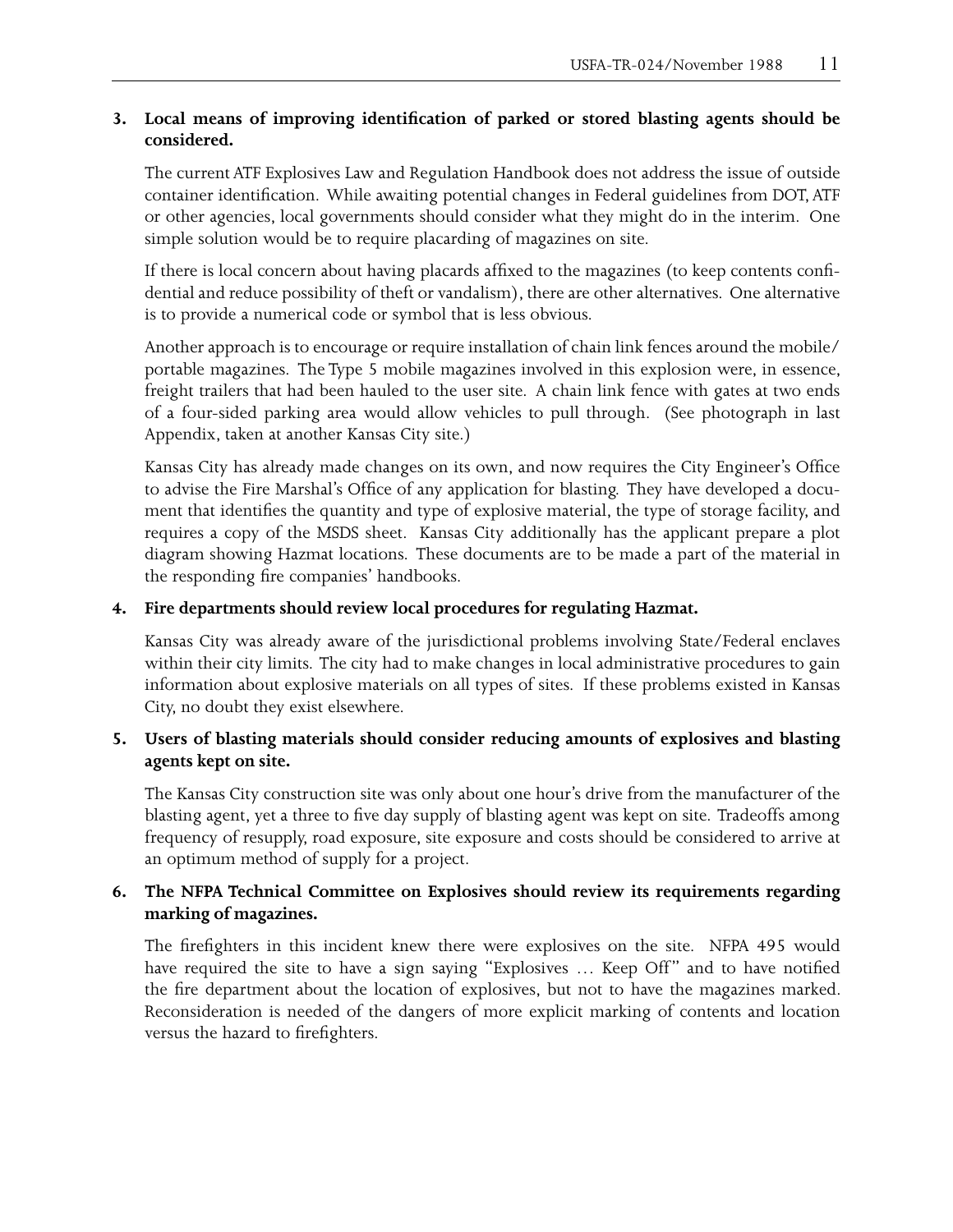3. **Local means of improving identification of parked or stored blasting agents should be considered.**

   The current ATF Explosives Law and Regulation Handbook does not address the issue of outside container identification. While awaiting potential changes in Federal guidelines from DOT, ATF or other agencies, local governments should consider what they might do in the interim. One simple solution would be to require placarding of magazines on site.

   If there is local concern about having placards affixed to the magazines (to keep contents confidential and reduce possibility of theft or vandalism), there are other alternatives. One alternative is to provide a numerical code or symbol that is less obvious.

   Another approach is to encourage or require installation of chain link fences around the mobile/portable magazines. The Type 5 mobile magazines involved in this explosion were, in essence, freight trailers that had been hauled to the user site. A chain link fence with gates at two ends of a four-sided parking area would allow vehicles to pull through. (See photograph in last Appendix, taken at another Kansas City site.)

   Kansas City has already made changes on its own, and now requires the City Engineer's Office to advise the Fire Marshal's Office of any application for blasting. They have developed a document that identifies the quantity and type of explosive material, the type of storage facility, and requires a copy of the MSDS sheet. Kansas City additionally has the applicant prepare a plot diagram showing Hazmat locations. These documents are to be made a part of the material in the responding fire companies' handbooks.

4. **Fire departments should review local procedures for regulating Hazmat.**

   Kansas City was already aware of the jurisdictional problems involving State/Federal enclaves within their city limits. The city had to make changes in local administrative procedures to gain information about explosive materials on all types of sites. If these problems existed in Kansas City, no doubt they exist elsewhere.

5. **Users of blasting materials should consider reducing amounts of explosives and blasting agents kept on site.**

   The Kansas City construction site was only about one hour's drive from the manufacturer of the blasting agent, yet a three to five day supply of blasting agent was kept on site. Tradeoffs among frequency of resupply, road exposure, site exposure and costs should be considered to arrive at an optimum method of supply for a project.

6. **The NFPA Technical Committee on Explosives should review its requirements regarding marking of magazines.**

   The firefighters in this incident knew there were explosives on the site. NFPA 495 would have required the site to have a sign saying "Explosives … Keep Off" and to have notified the fire department about the location of explosives, but not to have the magazines marked. Reconsideration is needed of the dangers of more explicit marking of contents and location versus the hazard to firefighters.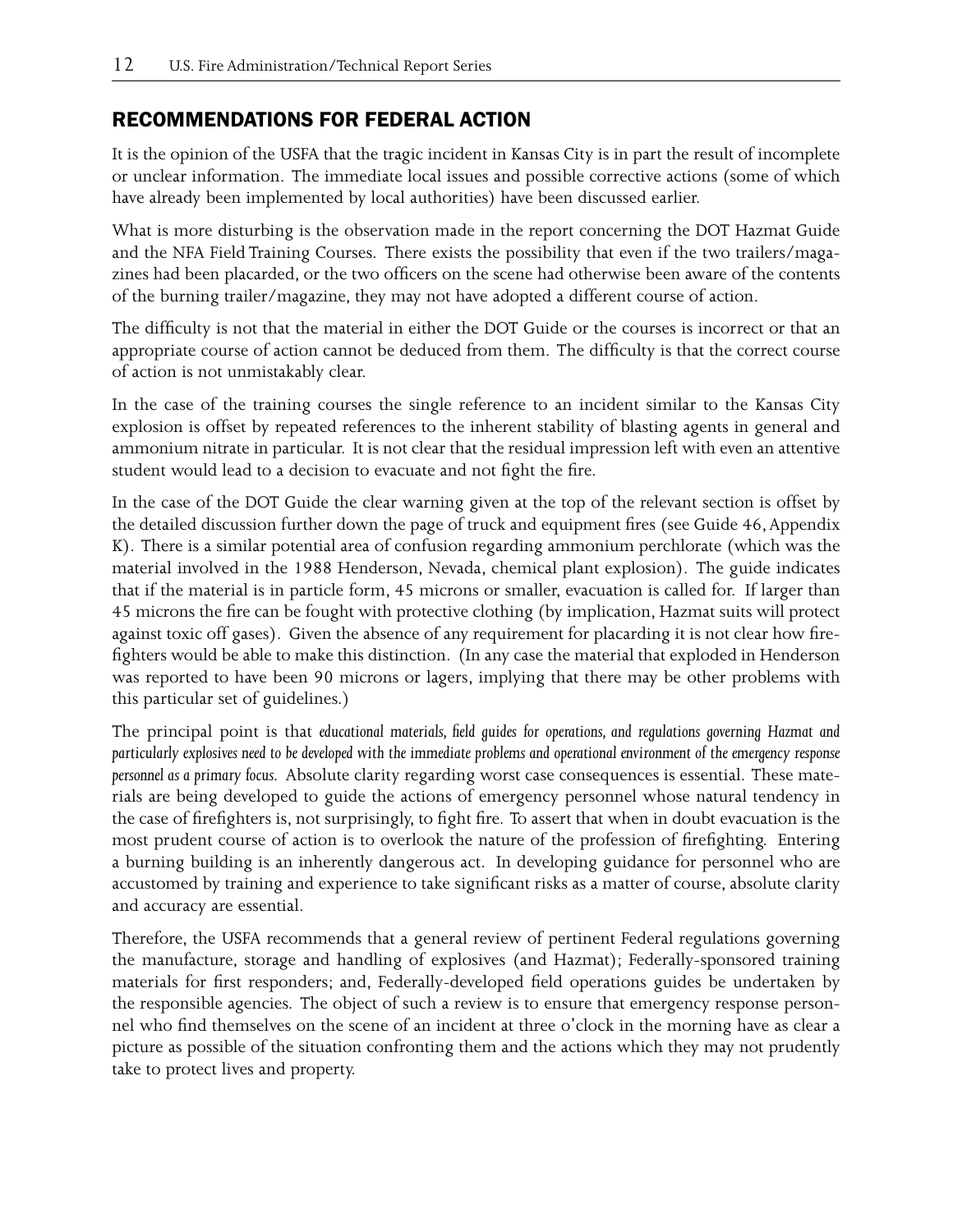## RECOMMENDATIONS FOR FEDERAL ACTION

It is the opinion of the USFA that the tragic incident in Kansas City is in part the result of incomplete or unclear information. The immediate local issues and possible corrective actions (some of which have already been implemented by local authorities) have been discussed earlier.

What is more disturbing is the observation made in the report concerning the DOT Hazmat Guide and the NFA Field Training Courses. There exists the possibility that even if the two trailers/magazines had been placarded, or the two officers on the scene had otherwise been aware of the contents of the burning trailer/magazine, they may not have adopted a different course of action.

The difficulty is not that the material in either the DOT Guide or the courses is incorrect or that an appropriate course of action cannot be deduced from them. The difficulty is that the correct course of action is not unmistakably clear.

In the case of the training courses the single reference to an incident similar to the Kansas City explosion is offset by repeated references to the inherent stability of blasting agents in general and ammonium nitrate in particular. It is not clear that the residual impression left with even an attentive student would lead to a decision to evacuate and not fight the fire.

In the case of the DOT Guide the clear warning given at the top of the relevant section is offset by the detailed discussion further down the page of truck and equipment fires (see Guide 46, Appendix K). There is a similar potential area of confusion regarding ammonium perchlorate (which was the material involved in the 1988 Henderson, Nevada, chemical plant explosion). The guide indicates that if the material is in particle form, 45 microns or smaller, evacuation is called for. If larger than 45 microns the fire can be fought with protective clothing (by implication, Hazmat suits will protect against toxic off gases). Given the absence of any requirement for placarding it is not clear how firefighters would be able to make this distinction. (In any case the material that exploded in Henderson was reported to have been 90 microns or lagers, implying that there may be other problems with this particular set of guidelines.)

The principal point is that *educational materials, field guides for operations, and regulations governing Hazmat and particularly explosives need to be developed with the immediate problems and operational environment of the emergency response personnel as a primary focus.* Absolute clarity regarding worst case consequences is essential. These materials are being developed to guide the actions of emergency personnel whose natural tendency in the case of firefighters is, not surprisingly, to fight fire. To assert that when in doubt evacuation is the most prudent course of action is to overlook the nature of the profession of firefighting. Entering a burning building is an inherently dangerous act. In developing guidance for personnel who are accustomed by training and experience to take significant risks as a matter of course, absolute clarity and accuracy are essential.

Therefore, the USFA recommends that a general review of pertinent Federal regulations governing the manufacture, storage and handling of explosives (and Hazmat); Federally-sponsored training materials for first responders; and, Federally-developed field operations guides be undertaken by the responsible agencies. The object of such a review is to ensure that emergency response personnel who find themselves on the scene of an incident at three o'clock in the morning have as clear a picture as possible of the situation confronting them and the actions which they may not prudently take to protect lives and property.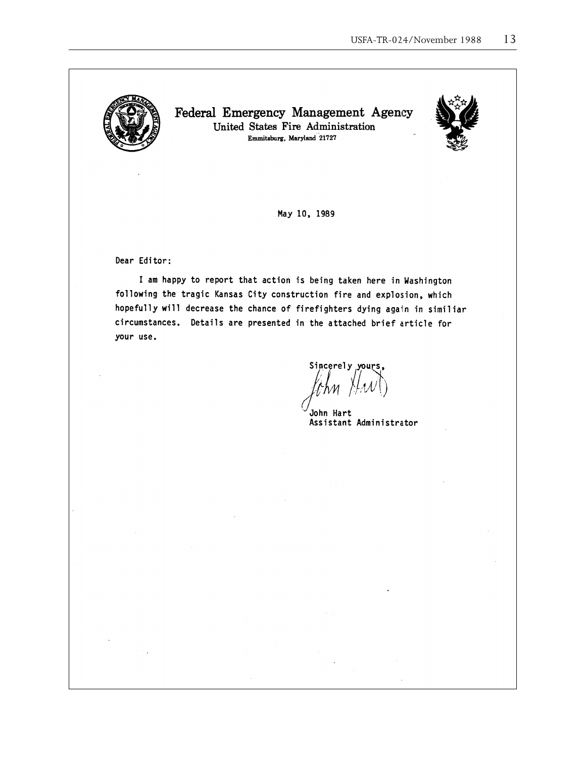**Federal Emergency Management Agency**
United States Fire Administration
Emmitsburg, Maryland 21727

May 10, 1989

Dear Editor:

I am happy to report that action is being taken here in Washington following the tragic Kansas City construction fire and explosion, which hopefully will decrease the chance of firefighters dying again in similiar circumstances. Details are presented in the attached brief article for your use.

Sincerely yours,

John Hart
Assistant Administrator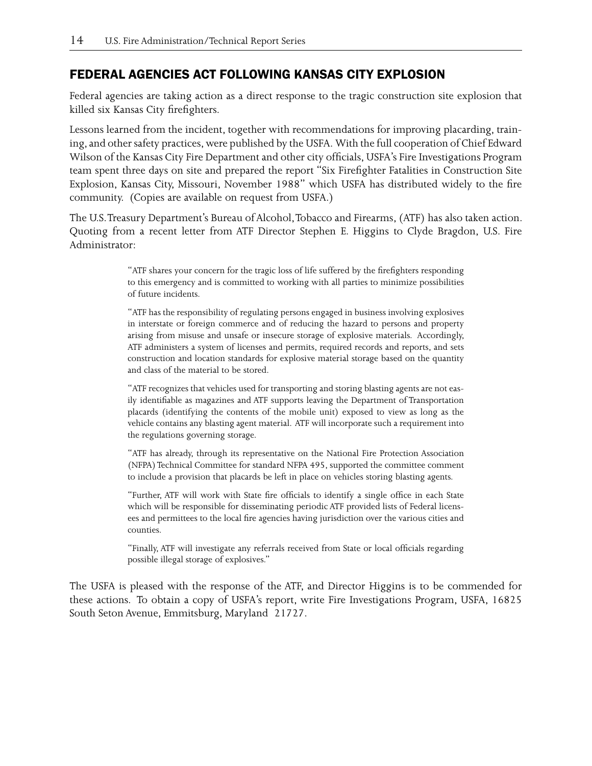## FEDERAL AGENCIES ACT FOLLOWING KANSAS CITY EXPLOSION

Federal agencies are taking action as a direct response to the tragic construction site explosion that killed six Kansas City firefighters.

Lessons learned from the incident, together with recommendations for improving placarding, training, and other safety practices, were published by the USFA. With the full cooperation of Chief Edward Wilson of the Kansas City Fire Department and other city officials, USFA's Fire Investigations Program team spent three days on site and prepared the report "Six Firefighter Fatalities in Construction Site Explosion, Kansas City, Missouri, November 1988" which USFA has distributed widely to the fire community. (Copies are available on request from USFA.)

The U.S. Treasury Department's Bureau of Alcohol, Tobacco and Firearms, (ATF) has also taken action. Quoting from a recent letter from ATF Director Stephen E. Higgins to Clyde Bragdon, U.S. Fire Administrator:

> "ATF shares your concern for the tragic loss of life suffered by the firefighters responding to this emergency and is committed to working with all parties to minimize possibilities of future incidents.
>
> "ATF has the responsibility of regulating persons engaged in business involving explosives in interstate or foreign commerce and of reducing the hazard to persons and property arising from misuse and unsafe or insecure storage of explosive materials. Accordingly, ATF administers a system of licenses and permits, required records and reports, and sets construction and location standards for explosive material storage based on the quantity and class of the material to be stored.
>
> "ATF recognizes that vehicles used for transporting and storing blasting agents are not easily identifiable as magazines and ATF supports leaving the Department of Transportation placards (identifying the contents of the mobile unit) exposed to view as long as the vehicle contains any blasting agent material. ATF will incorporate such a requirement into the regulations governing storage.
>
> "ATF has already, through its representative on the National Fire Protection Association (NFPA) Technical Committee for standard NFPA 495, supported the committee comment to include a provision that placards be left in place on vehicles storing blasting agents.
>
> "Further, ATF will work with State fire officials to identify a single office in each State which will be responsible for disseminating periodic ATF provided lists of Federal licensees and permittees to the local fire agencies having jurisdiction over the various cities and counties.
>
> "Finally, ATF will investigate any referrals received from State or local officials regarding possible illegal storage of explosives."

The USFA is pleased with the response of the ATF, and Director Higgins is to be commended for these actions. To obtain a copy of USFA's report, write Fire Investigations Program, USFA, 16825 South Seton Avenue, Emmitsburg, Maryland 21727.